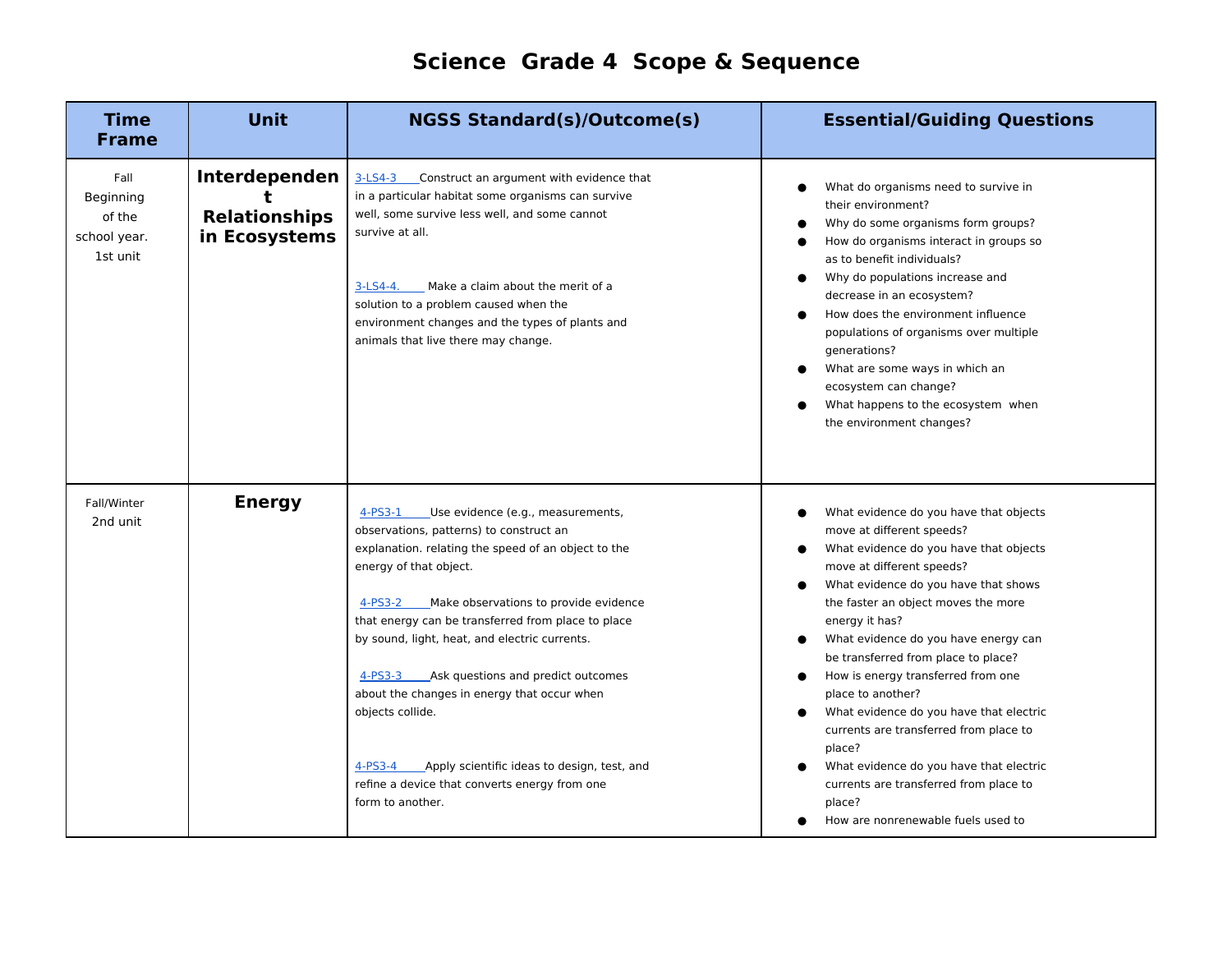# Science Grade 4 Scope & Sequence

| Time Frame | Unit | NGSS Standard(s)/Outcome(s) | Essential/Guiding Questions |
|---|---|---|---|
| Fall Beginning of the school year. 1st unit | **Interdependent Relationships in Ecosystems** | 3-LS4-3 Construct an argument with evidence that in a particular habitat some organisms can survive well, some survive less well, and some cannot survive at all.<br><br>3-LS4-4. Make a claim about the merit of a solution to a problem caused when the environment changes and the types of plants and animals that live there may change. | • What do organisms need to survive in their environment?<br>• Why do some organisms form groups?<br>• How do organisms interact in groups so as to benefit individuals?<br>• Why do populations increase and decrease in an ecosystem?<br>• How does the environment influence populations of organisms over multiple generations?<br>• What are some ways in which an ecosystem can change?<br>• What happens to the ecosystem when the environment changes? |
| Fall/Winter 2nd unit | **Energy** | 4-PS3-1 Use evidence (e.g., measurements, observations, patterns) to construct an explanation. relating the speed of an object to the energy of that object.<br><br>4-PS3-2 Make observations to provide evidence that energy can be transferred from place to place by sound, light, heat, and electric currents.<br><br>4-PS3-3 Ask questions and predict outcomes about the changes in energy that occur when objects collide.<br><br>4-PS3-4 Apply scientific ideas to design, test, and refine a device that converts energy from one form to another. | • What evidence do you have that objects move at different speeds?<br>• What evidence do you have that objects move at different speeds?<br>• What evidence do you have that shows the faster an object moves the more energy it has?<br>• What evidence do you have energy can be transferred from place to place?<br>• How is energy transferred from one place to another?<br>• What evidence do you have that electric currents are transferred from place to place?<br>• What evidence do you have that electric currents are transferred from place to place?<br>• How are nonrenewable fuels used to |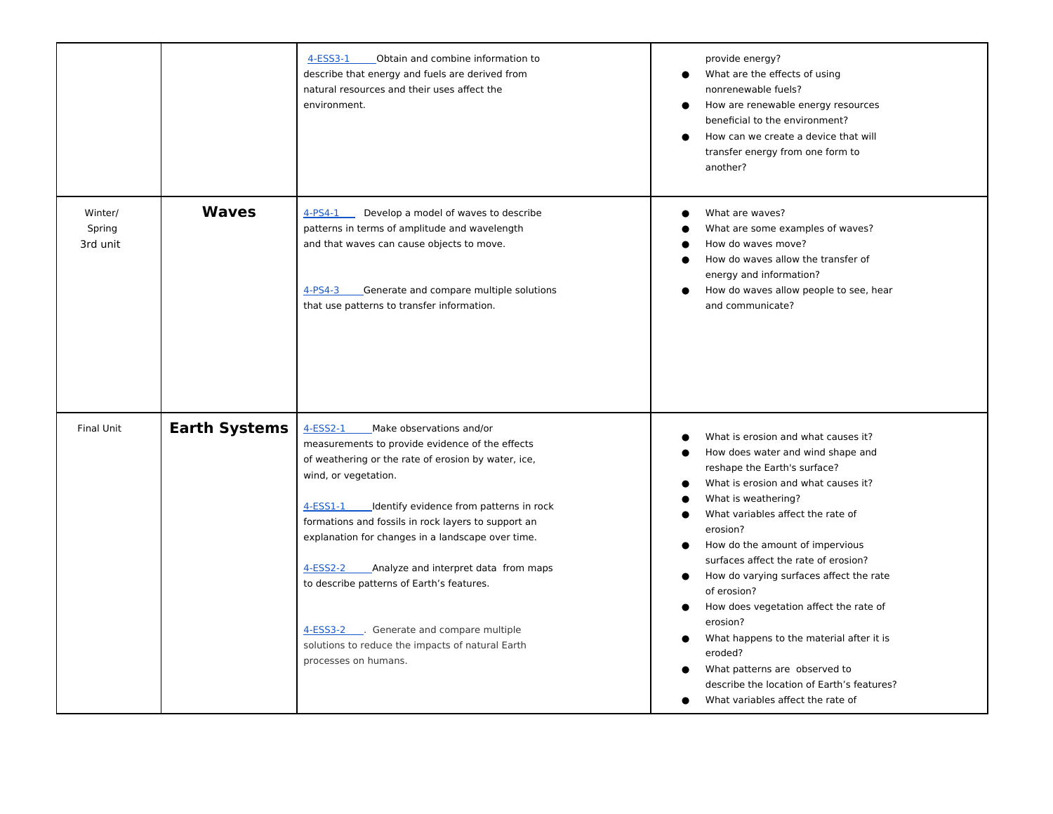| | | | |
|---|---|---|---|
| | | 4-ESS3-1 Obtain and combine information to describe that energy and fuels are derived from natural resources and their uses affect the environment. | provide energy?<br>● What are the effects of using nonrenewable fuels?<br>● How are renewable energy resources beneficial to the environment?<br>● How can we create a device that will transfer energy from one form to another? |
| Winter/ Spring 3rd unit | **Waves** | 4-PS4-1 Develop a model of waves to describe patterns in terms of amplitude and wavelength and that waves can cause objects to move.<br><br>4-PS4-3 Generate and compare multiple solutions that use patterns to transfer information. | ● What are waves?<br>● What are some examples of waves?<br>● How do waves move?<br>● How do waves allow the transfer of energy and information?<br>● How do waves allow people to see, hear and communicate? |
| Final Unit | **Earth Systems** | 4-ESS2-1 Make observations and/or measurements to provide evidence of the effects of weathering or the rate of erosion by water, ice, wind, or vegetation.<br><br>4-ESS1-1 Identify evidence from patterns in rock formations and fossils in rock layers to support an explanation for changes in a landscape over time.<br><br>4-ESS2-2 Analyze and interpret data from maps to describe patterns of Earth's features.<br><br>4-ESS3-2 . Generate and compare multiple solutions to reduce the impacts of natural Earth processes on humans. | ● What is erosion and what causes it?<br>● How does water and wind shape and reshape the Earth's surface?<br>● What is erosion and what causes it?<br>● What is weathering?<br>● What variables affect the rate of erosion?<br>● How do the amount of impervious surfaces affect the rate of erosion?<br>● How do varying surfaces affect the rate of erosion?<br>● How does vegetation affect the rate of erosion?<br>● What happens to the material after it is eroded?<br>● What patterns are observed to describe the location of Earth's features?<br>● What variables affect the rate of |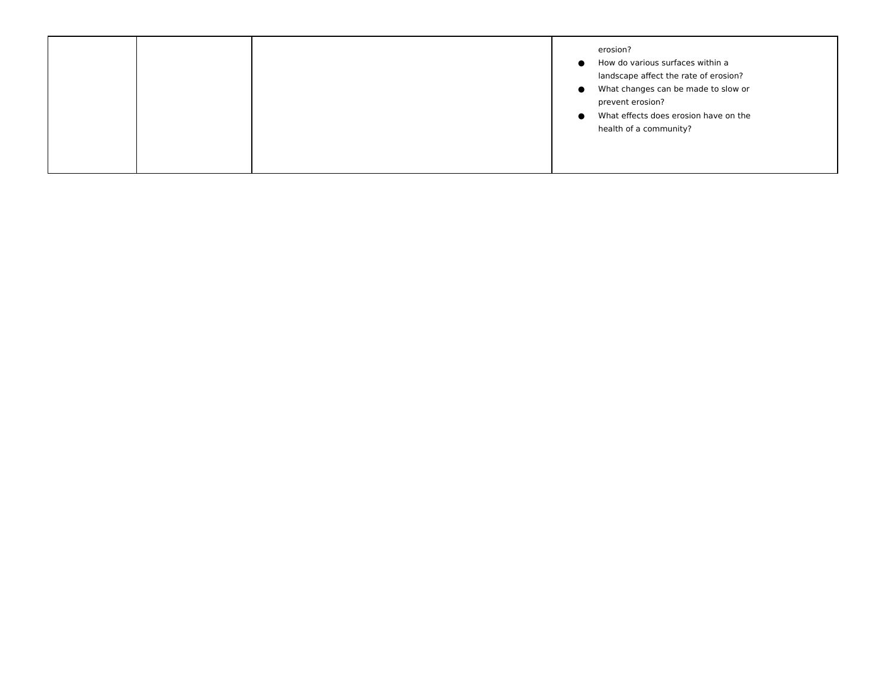| | | | |
|---|---|---|---|
| | | | erosion?<br>● How do various surfaces within a landscape affect the rate of erosion?<br>● What changes can be made to slow or prevent erosion?<br>● What effects does erosion have on the health of a community? |